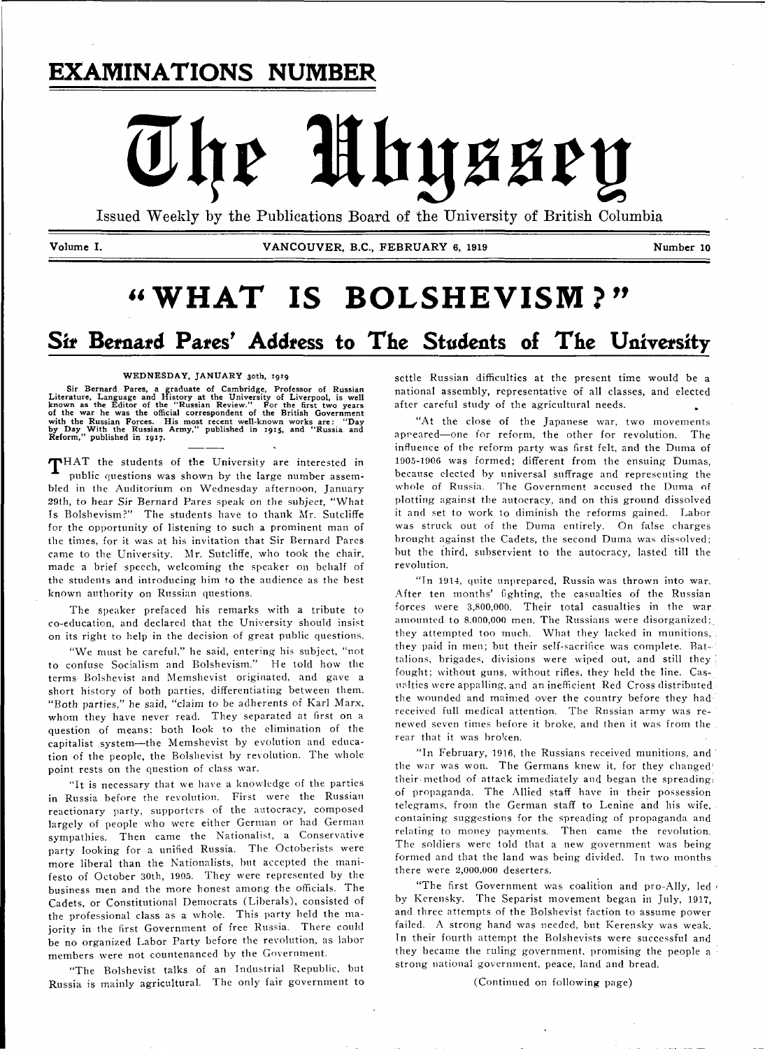# EXAMINATIONS NUMBER

# The Ubyssey

Issued Weekly by the Publications Board of the University of British Columbia

Volume I. VANCOUVER, B.C., FEBRUARY 6, 1919 Number 10

# "WHAT IS BOLSHEVISM?"

## Sir Bernard Pares' Address to The Students of The University

WEDNESDAY, JANUARY 30th, 1919

Sir Bernard Pares, a graduate of Cambridge, Professor of Russian Literature, Language and History at the University of Liverpool, is well known as the Editor of the "Russian Review." For the first two years of the war he was the official correspondent of the British Government with the Russian Forces. His most recent well-known works are: "Day by Day With the Russian Army," published in 1915, and "Russia and Reform," published in 1917.

---

THAT the students of the University are interested in public questions was shown by the large number assembled in the Auditorium on Wednesday afternoon, January 29th, to hear Sir Bernard Pares speak on the subject, "What Is Bolshevism?" The students have to thank Mr. Sutcliffe for the opportunity of listening to such a prominent man of the times, for it was at his invitation that Sir Bernard Pares came to the University. Mr. Sutcliffe, who took the chair, made a brief speech, welcoming the speaker on behalf of the students and introducing him to the audience as the best known authority on Russian questions.

The speaker prefaced his remarks with a tribute to co-education, and declared that the University should insist on its right to help in the decision of great public questions.

"We must be careful," he said, entering his subject, "not to confuse Socialism and Bolshevism." He told how the terms Bolshevist and Memshevist originated, and gave a short history of both parties, differentiating between them. "Both parties," he said, "claim to be adherents of Karl Marx, whom they have never read. They separated at first on a question of means: both look to the elimination of the capitalist system—the Memshevist by evolution and education of the people, the Bolshevist by revolution. The whole point rests on the question of class war.

"It is necessary that we have a knowledge of the parties in Russia before the revolution. First were the Russian reactionary party, supporters of the autocracy, composed largely of people who were either German or had German sympathies. Then came the Nationalist, a Conservative party looking for a unified Russia. The Octoberists were more liberal than the Nationalists, but accepted the manifesto of October 30th, 1905. They were represented by the business men and the more honest among the officials. The Cadets, or Constitutional Democrats (Liberals), consisted of the professional class as a whole. This party held the majority in the first Government of free Russia. There could be no organized Labor Party before the revolution, as labor members were not countenanced by the Government.

"The Bolshevist talks of an Industrial Republic, but Russia is mainly agricultural. The only fair government to settle Russian difficulties at the present time would be a national assembly, representative of all classes, and elected after careful study of the agricultural needs.

"At the close of the Japanese war, two movements appeared—one for reform, the other for revolution. The influence of the reform party was first felt, and the Duma of 1905-1906 was formed; different from the ensuing Dumas, because elected by universal suffrage and representing the whole of Russia. The Government accused the Duma of plotting against the autocracy, and on this ground dissolved it and set to work to diminish the reforms gained. Labor was struck out of the Duma entirely. On false charges brought against the Cadets, the second Duma was dissolved; but the third, subservient to the autocracy, lasted till the revolution.

"In 1914, quite unprepared, Russia was thrown into war. After ten months' fighting, the casualties of the Russian forces were 3,800,000. Their total casualties in the war amounted to 8,000,000 men. The Russians were disorganized; they attempted too much. What they lacked in munitions, they paid in men; but their self-sacrifice was complete. Battalions, brigades, divisions were wiped out, and still they fought; without guns, without rifles, they held the line. Casualties were appalling, and an inefficient Red Cross distributed the wounded and maimed over the country before they had received full medical attention. The Russian army was renewed seven times before it broke, and then it was from the rear that it was broken.

"In February, 1916, the Russians received munitions, and the war was won. The Germans knew it, for they changed their method of attack immediately and began the spreading of propaganda. The Allied staff have in their possession telegrams, from the German staff to Lenine and his wife, containing suggestions for the spreading of propaganda and relating to money payments. Then came the revolution. The soldiers were told that a new government was being formed and that the land was being divided. In two months there were 2,000,000 deserters.

"The first Government was coalition and pro-Ally, led by Kerensky. The Separist movement began in July, 1917, and three attempts of the Bolshevist faction to assume power failed. A strong hand was needed, but Kerensky was weak. In their fourth attempt the Bolshevists were successful and they became the ruling government, promising the people a strong national government, peace, land and bread.

(Continued on following page)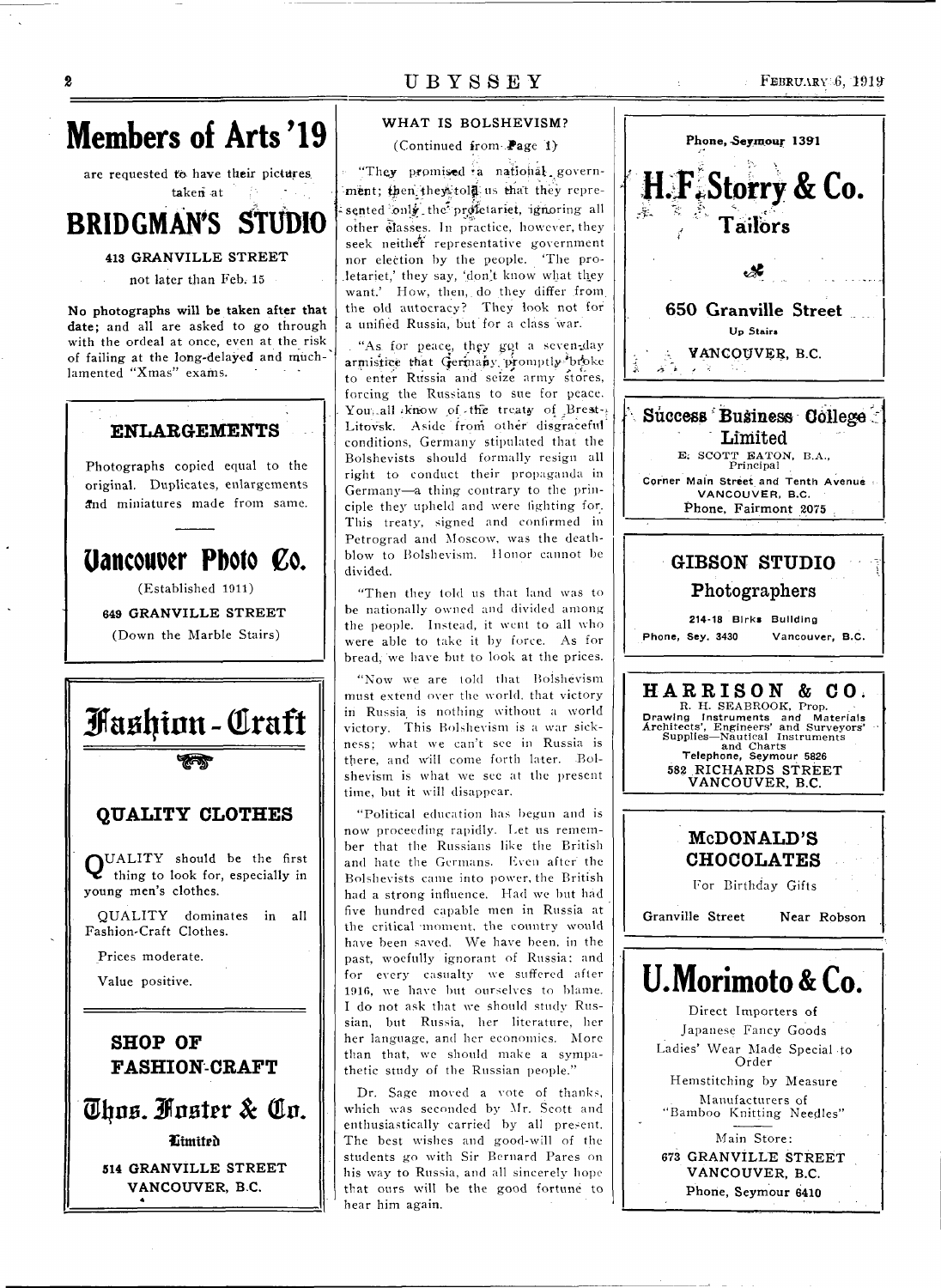# Members of Arts '19

are requested to have their pictures taken at

# BRIDGMAN'S STUDIO

**413 GRANVILLE STREET**

not later than Feb. 15

**No photographs will be taken after that date;** and all are asked to go through with the ordeal at once, even at the risk of failing at the long-delayed and much-lamented "Xmas" exams.

## ENLARGEMENTS

Photographs copied equal to the original. Duplicates, enlargements and miniatures made from same.

# Vancouver Photo Co.

(Established 1911)

**649 GRANVILLE STREET**

(Down the Marble Stairs)

# Fashion - Craft

## QUALITY CLOTHES

QUALITY should be the first thing to look for, especially in young men's clothes.

QUALITY dominates in all Fashion-Craft Clothes.

Prices moderate.

Value positive.

## SHOP OF FASHION-CRAFT

## Thos. Foster & Co.

**Limited**

**514 GRANVILLE STREET**
**VANCOUVER, B.C.**

### WHAT IS BOLSHEVISM?

(Continued from Page 1)

"They promised a national government; then they told us that they represented only the proletariat, ignoring all other classes. In practice, however, they seek neither representative government nor election by the people. 'The proletariat,' they say, 'don't know what they want.' How, then, do they differ from the old autocracy? They look not for a unified Russia, but for a class war.

"As for peace, they got a seven-day armistice that Germany promptly broke to enter Russia and seize army stores, forcing the Russians to sue for peace. You all know of the treaty of Brest-Litovsk. Aside from other disgraceful conditions, Germany stipulated that the Bolshevists should formally resign all right to conduct their propaganda in Germany—a thing contrary to the principle they upheld and were fighting for. This treaty, signed and confirmed in Petrograd and Moscow, was the death-blow to Bolshevism. Honor cannot be divided.

"Then they told us that land was to be nationally owned and divided among the people. Instead, it went to all who were able to take it by force. As for bread, we have but to look at the prices.

"Now we are told that Bolshevism must extend over the world, that victory in Russia is nothing without a world victory. This Bolshevism is a war sickness; what we can't see in Russia is there, and will come forth later. Bolshevism is what we see at the present time, but it will disappear.

"Political education has begun and is now proceeding rapidly. Let us remember that the Russians like the British and hate the Germans. Even after the Bolshevists came into power, the British had a strong influence. Had we but had five hundred capable men in Russia at the critical moment, the country would have been saved. We have been, in the past, woefully ignorant of Russia; and for every casualty we suffered after 1916, we have but ourselves to blame. I do not ask that we should study Russian, but Russia, her literature, her her language, and her economics. More than that, we should make a sympathetic study of the Russian people."

Dr. Sage moved a vote of thanks, which was seconded by Mr. Scott and enthusiastically carried by all present. The best wishes and good-will of the students go with Sir Bernard Pares on his way to Russia, and all sincerely hope that ours will be the good fortune to hear him again.

Phone, Seymour 1391

# H. F. Storry & Co.

## Tailors

**650 Granville Street**

Up Stairs

**VANCOUVER, B.C.**

## Success Business College Limited

E. SCOTT EATON, B.A., Principal

Corner Main Street and Tenth Avenue
VANCOUVER, B.C.
Phone, Fairmont 2075

## GIBSON STUDIO

## Photographers

**214-18 Birks Building**

Phone, Sey. 3430 Vancouver, B.C.

## HARRISON & CO.

R. H. SEABROOK, Prop.

Drawing Instruments and Materials
Architects', Engineers' and Surveyors' Supplies—Nautical Instruments and Charts
Telephone, Seymour 5826
582 RICHARDS STREET
VANCOUVER, B.C.

## McDONALD'S CHOCOLATES

For Birthday Gifts

Granville Street Near Robson

# U. Morimoto & Co.

Direct Importers of
Japanese Fancy Goods

Ladies' Wear Made Special to Order

Hemstitching by Measure

Manufacturers of
"Bamboo Knitting Needles"

Main Store:
**673 GRANVILLE STREET**
**VANCOUVER, B.C.**
Phone, Seymour 6410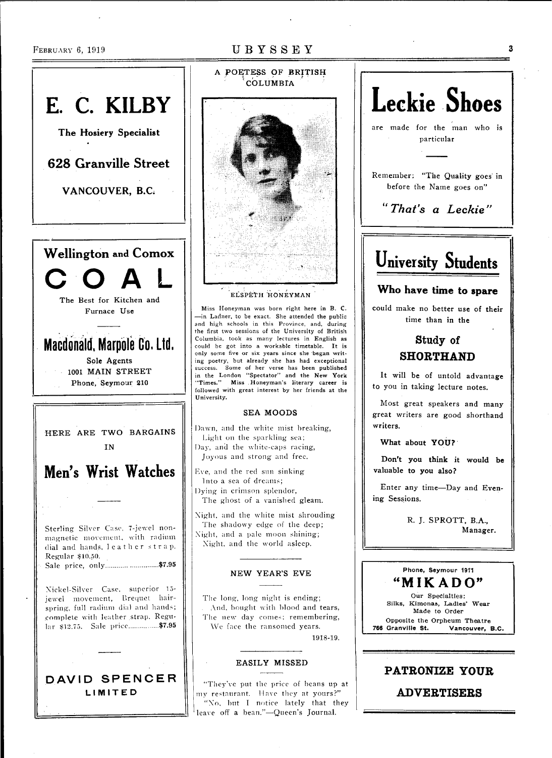# E. C. KILBY

**The Hosiery Specialist**

**628 Granville Street**

**VANCOUVER, B.C.**

---

## Wellington and Comox

# COAL

The Best for Kitchen and Furnace Use

## Macdonald, Marpole Co. Ltd.

Sole Agents
1001 MAIN STREET
Phone, Seymour 210

---

HERE ARE TWO BARGAINS IN

## Men's Wrist Watches

Sterling Silver Case, 7-jewel non-magnetic movement, with radium dial and hands, leather strap. Regular $10.50.
Sale price, only............................$7.95

Nickel-Silver Case, superior 15-jewel movement, Brequet hairspring, full radium dial and hands; complete with leather strap. Regular $12.75. Sale price................$7.95

## DAVID SPENCER LIMITED

---

### A POETESS OF BRITISH COLUMBIA

ELSPETH HONEYMAN

Miss Honeyman was born right here in B. C. —in Ladner, to be exact. She attended the public and high schools in this Province, and, during the first two sessions of the University of British Columbia, took as many lectures in English as could be got into a workable timetable. It is only some five or six years since she began writing poetry, but already she has had exceptional success. Some of her verse has been published in the London "Spectator" and the New York "Times." Miss Honeyman's literary career is followed with great interest by her friends at the University.

### SEA MOODS

Dawn, and the white mist breaking,
Light on the sparkling sea;
Day, and the white-caps racing,
Joyous and strong and free.

Eve, and the red sun sinking
Into a sea of dreams;
Dying in crimson splendor,
The ghost of a vanished gleam.

Night, and the white mist shrouding
The shadowy edge of the deep;
Night, and a pale moon shining;
Night, and the world asleep.

### NEW YEAR'S EVE

The long, long night is ending;
And, bought with blood and tears,
The new day comes; remembering,
We face the ransomed years.

1918-19.

### EASILY MISSED

"They've put the price of beans up at my restaurant. Have they at yours?"
"No, but I notice lately that they leave off a bean."—Queen's Journal.

---

# Leckie Shoes

are made for the man who is particular

Remember: "The Quality goes in before the Name goes on"

***"That's a Leckie"***

---

# University Students

### Who have time to spare

could make no better use of their time than in the

### Study of SHORTHAND

It will be of untold advantage to you in taking lecture notes.

Most great speakers and many great writers are good shorthand writers.

**What about YOU?**

**Don't you think it would be valuable to you also?**

Enter any time—Day and Evening Sessions.

R. J. SPROTT, B.A.,
Manager.

---

**Phone, Seymour 1911**

## "MIKADO"

Our Specialties:
Silks, Kimonas, Ladies' Wear
Made to Order
Opposite the Orpheum Theatre
766 Granville St. Vancouver, B.C.

---

## PATRONIZE YOUR ADVERTISERS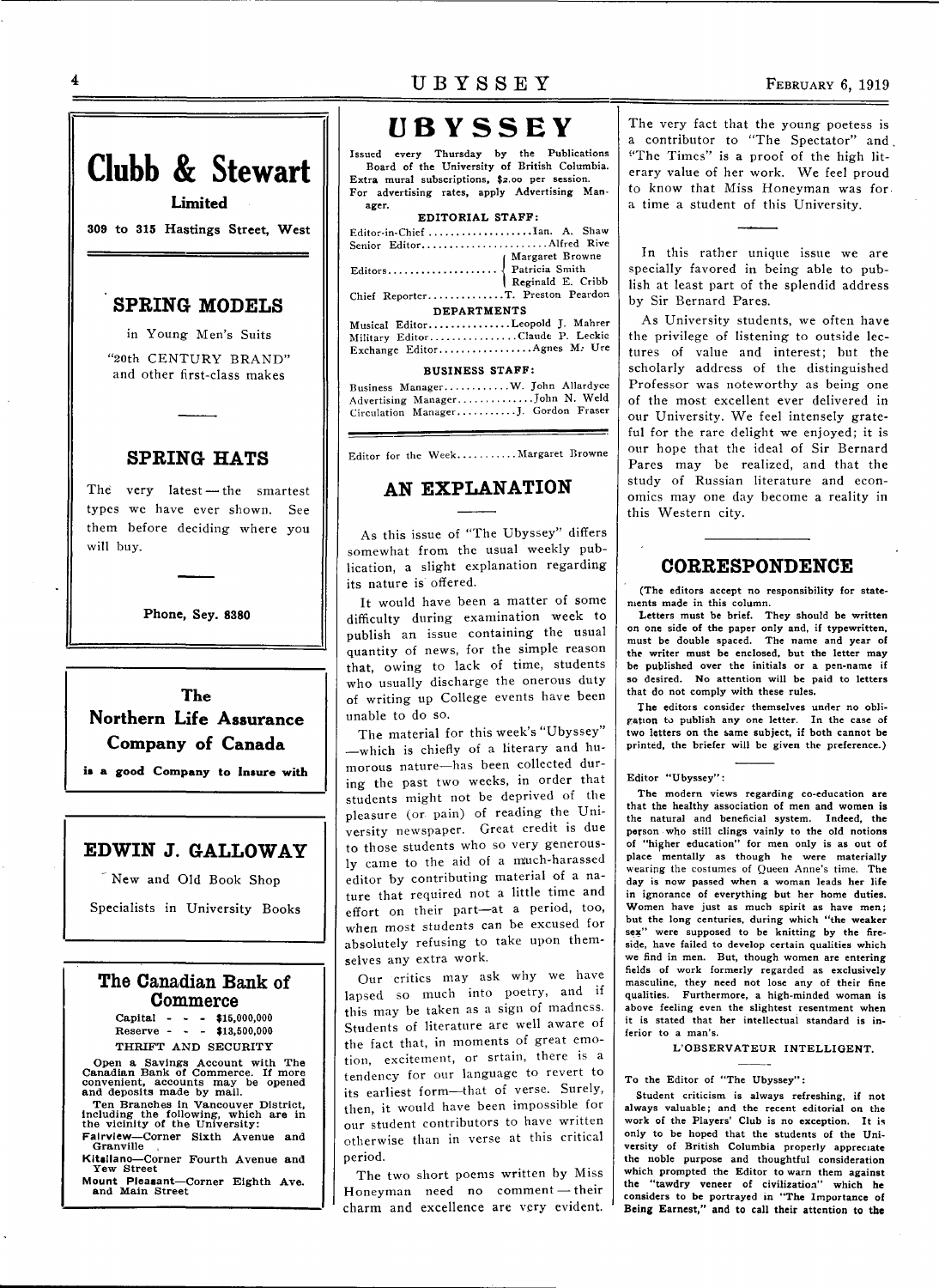# Clubb & Stewart

**Limited**

309 to 315 Hastings Street, West

## SPRING MODELS

in Young Men's Suits

"20th CENTURY BRAND"
and other first-class makes

## SPRING HATS

The very latest — the smartest types we have ever shown. See them before deciding where you will buy.

Phone, Sey. 8380

---

## The Northern Life Assurance Company of Canada

**is a good Company to Insure with**

---

## EDWIN J. GALLOWAY

New and Old Book Shop

Specialists in University Books

---

## The Canadian Bank of Commerce

Capital - - - $15,000,000
Reserve - - - $13,500,000

THRIFT AND SECURITY

Open a Savings Account with The Canadian Bank of Commerce. If more convenient, accounts may be opened and deposits made by mail.

Ten Branches in Vancouver District, including the following, which are in the vicinity of the University:

**Fairview**—Corner Sixth Avenue and Granville

**Kitsilano**—Corner Fourth Avenue and Yew Street

**Mount Pleasant**—Corner Eighth Ave. and Main Street

---

# UBYSSEY

Issued every Thursday by the Publications Board of the University of British Columbia.
Extra mural subscriptions, $2.00 per session.
For advertising rates, apply Advertising Manager.

**EDITORIAL STAFF:**

Editor-in-Chief .................. Ian. A. Shaw
Senior Editor ...................... Alfred Rive
Editors .................... Margaret Browne, Patricia Smith, Reginald E. Cribb
Chief Reporter .............. T. Preston Peardon

**DEPARTMENTS**

Musical Editor ............... Leopold J. Mahrer
Military Editor ................ Claude P. Leckie
Exchange Editor ................. Agnes M. Ure

**BUSINESS STAFF:**

Business Manager ............ W. John Allardyce
Advertising Manager .............. John N. Weld
Circulation Manager ........... J. Gordon Fraser

Editor for the Week ........... Margaret Browne

## AN EXPLANATION

As this issue of "The Ubyssey" differs somewhat from the usual weekly publication, a slight explanation regarding its nature is offered.

It would have been a matter of some difficulty during examination week to publish an issue containing the usual quantity of news, for the simple reason that, owing to lack of time, students who usually discharge the onerous duty of writing up College events have been unable to do so.

The material for this week's "Ubyssey"—which is chiefly of a literary and humorous nature—has been collected during the past two weeks, in order that students might not be deprived of the pleasure (or pain) of reading the University newspaper. Great credit is due to those students who so very generously came to the aid of a much-harassed editor by contributing material of a nature that required not a little time and effort on their part—at a period, too, when most students can be excused for absolutely refusing to take upon themselves any extra work.

Our critics may ask why we have lapsed so much into poetry, and if this may be taken as a sign of madness. Students of literature are well aware of the fact that, in moments of great emotion, excitement, or srtain, there is a tendency for our language to revert to its earliest form—that of verse. Surely, then, it would have been impossible for our student contributors to have written otherwise than in verse at this critical period.

The two short poems written by Miss Honeyman need no comment — their charm and excellence are very evident. The very fact that the young poetess is a contributor to "The Spectator" and "The Times" is a proof of the high literary value of her work. We feel proud to know that Miss Honeyman was for a time a student of this University.

In this rather unique issue we are specially favored in being able to publish at least part of the splendid address by Sir Bernard Pares.

As University students, we often have the privilege of listening to outside lectures of value and interest; but the scholarly address of the distinguished Professor was noteworthy as being one of the most excellent ever delivered in our University. We feel intensely grateful for the rare delight we enjoyed; it is our hope that the ideal of Sir Bernard Pares may be realized, and that the study of Russian literature and economics may one day become a reality in this Western city.

## CORRESPONDENCE

(The editors accept no responsibility for statements made in this column.

**Letters must be brief. They should be written on one side of the paper only and, if typewritten, must be double spaced. The name and year of the writer must be enclosed, but the letter may be published over the initials or a pen-name if so desired. No attention will be paid to letters that do not comply with these rules.**

**The editors consider themselves under no obligation to publish any one letter. In the case of two letters on the same subject, if both cannot be printed, the briefer will be given the preference.)**

Editor "Ubyssey":

**The modern views regarding co-education are that the healthy association of men and women is the natural and beneficial system. Indeed, the person who still clings vainly to the old notions of "higher education" for men only is as out of place mentally as though he were materially wearing the costumes of Queen Anne's time. The day is now passed when a woman leads her life in ignorance of everything but her home duties. Women have just as much spirit as have men; but the long centuries, during which "the weaker sex" were supposed to be knitting by the fireside, have failed to develop certain qualities which we find in men. But, though women are entering fields of work formerly regarded as exclusively masculine, they need not lose any of their fine qualities. Furthermore, a high-minded woman is above feeling even the slightest resentment when it is stated that her intellectual standard is inferior to a man's.**

L'OBSERVATEUR INTELLIGENT.

To the Editor of "The Ubyssey":

**Student criticism is always refreshing, if not always valuable; and the recent editorial on the work of the Players' Club is no exception. It is only to be hoped that the students of the University of British Columbia properly appreciate the noble purpose and thoughtful consideration which prompted the Editor to warn them against the "tawdry veneer of civilization" which he considers to be portrayed in "The Importance of Being Earnest," and to call their attention to the**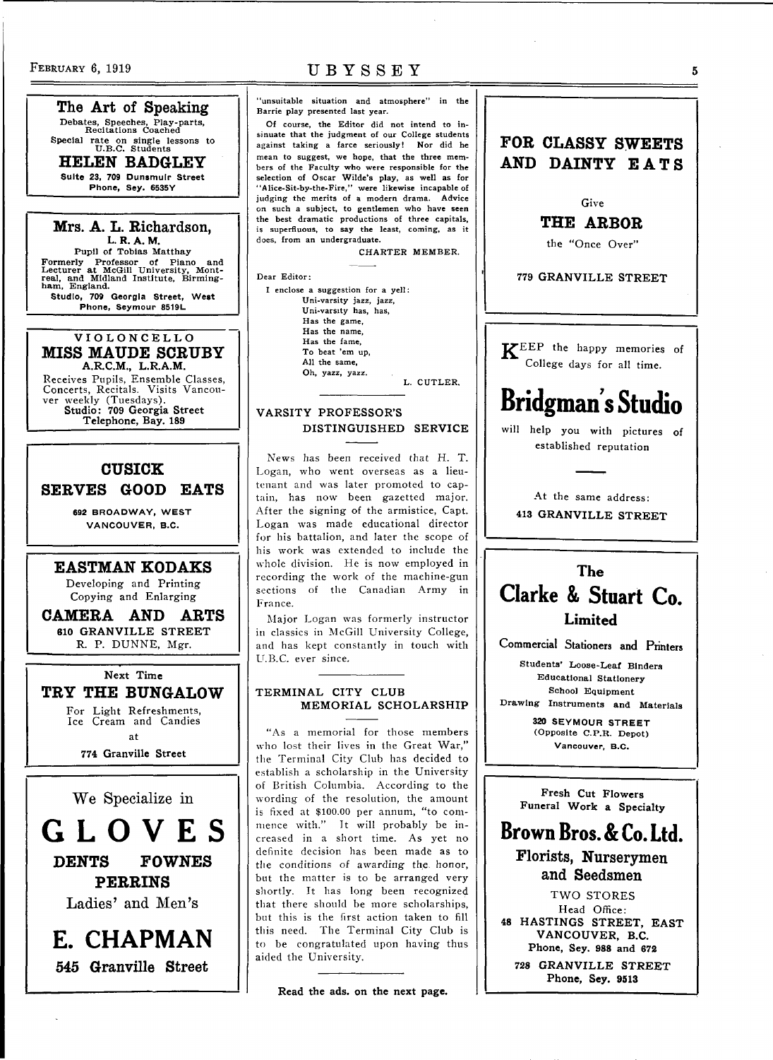**The Art of Speaking**

Debates, Speeches, Play-parts, Recitations Coached

Special rate on single lessons to U.B.C. Students

**HELEN BADGLEY**

Suite 23, 709 Dunsmuir Street
Phone, Sey. 6535Y

---

**Mrs. A. L. Richardson,**
**L. R. A. M.**

Pupil of Tobias Matthay

Formerly Professor of Piano and Lecturer at McGill University, Montreal, and Midland Institute, Birmingham, England.

Studio, 709 Georgia Street, West
Phone, Seymour 8519L

---

VIOLONCELLO

**MISS MAUDE SCRUBY**
A.R.C.M., L.R.A.M.

Receives Pupils, Ensemble Classes, Concerts, Recitals. Visits Vancouver weekly (Tuesdays).

Studio: 709 Georgia Street
Telephone, Bay. 189

---

**CUSICK**
**SERVES GOOD EATS**

692 BROADWAY, WEST
VANCOUVER, B.C.

---

**EASTMAN KODAKS**

Developing and Printing
Copying and Enlarging

**CAMERA AND ARTS**
610 GRANVILLE STREET
R. P. DUNNE, Mgr.

---

Next Time
**TRY THE BUNGALOW**

For Light Refreshments, Ice Cream and Candies
at
774 Granville Street

---

We Specialize in

**GLOVES**

**DENTS FOWNES**
**PERRINS**

Ladies' and Men's

**E. CHAPMAN**
545 Granville Street

---

"unsuitable situation and atmosphere" in the Barrie play presented last year.

Of course, the Editor did not intend to insinuate that the judgment of our College students against taking a farce seriously! Nor did he mean to suggest, we hope, that the three members of the Faculty who were responsible for the selection of Oscar Wilde's play, as well as for "Alice-Sit-by-the-Fire," were likewise incapable of judging the merits of a modern drama. Advice on such a subject, to gentlemen who have seen the best dramatic productions of three capitals, is superfluous, to say the least, coming, as it does, from an undergraduate.

CHARTER MEMBER.

---

Dear Editor:

I enclose a suggestion for a yell:

Uni-varsity jazz, jazz,
Uni-varsity has, has,
Has the game,
Has the name,
Has the fame,
To beat 'em up,
All the same,
Oh, yazz, yazz.

L. CUTLER.

---

## VARSITY PROFESSOR'S DISTINGUISHED SERVICE

News has been received that H. T. Logan, who went overseas as a lieutenant and was later promoted to captain, has now been gazetted major. After the signing of the armistice, Capt. Logan was made educational director for his battalion, and later the scope of his work was extended to include the whole division. He is now employed in recording the work of the machine-gun sections of the Canadian Army in France.

Major Logan was formerly instructor in classics in McGill University College, and has kept constantly in touch with U.B.C. ever since.

---

## TERMINAL CITY CLUB MEMORIAL SCHOLARSHIP

"As a memorial for those members who lost their lives in the Great War," the Terminal City Club has decided to establish a scholarship in the University of British Columbia. According to the wording of the resolution, the amount is fixed at $100.00 per annum, "to commence with." It will probably be increased in a short time. As yet no definite decision has been made as to the conditions of awarding the honor, but the matter is to be arranged very shortly. It has long been recognized that there should be more scholarships, but this is the first action taken to fill this need. The Terminal City Club is to be congratulated upon having thus aided the University.

---

**Read the ads. on the next page.**

---

**FOR CLASSY SWEETS AND DAINTY EATS**

Give
**THE ARBOR**
the "Once Over"

779 GRANVILLE STREET

---

KEEP the happy memories of College days for all time.

**Bridgman's Studio**

will help you with pictures of established reputation

At the same address:
413 GRANVILLE STREET

---

**The Clarke & Stuart Co. Limited**

Commercial Stationers and Printers

Students' Loose-Leaf Binders
Educational Stationery
School Equipment
Drawing Instruments and Materials

320 SEYMOUR STREET
(Opposite C.P.R. Depot)
Vancouver, B.C.

---

Fresh Cut Flowers
Funeral Work a Specialty

**Brown Bros. & Co. Ltd.**
**Florists, Nurserymen and Seedsmen**

TWO STORES
Head Office:
48 HASTINGS STREET, EAST
VANCOUVER, B.C.
Phone, Sey. 988 and 672

728 GRANVILLE STREET
Phone, Sey. 9513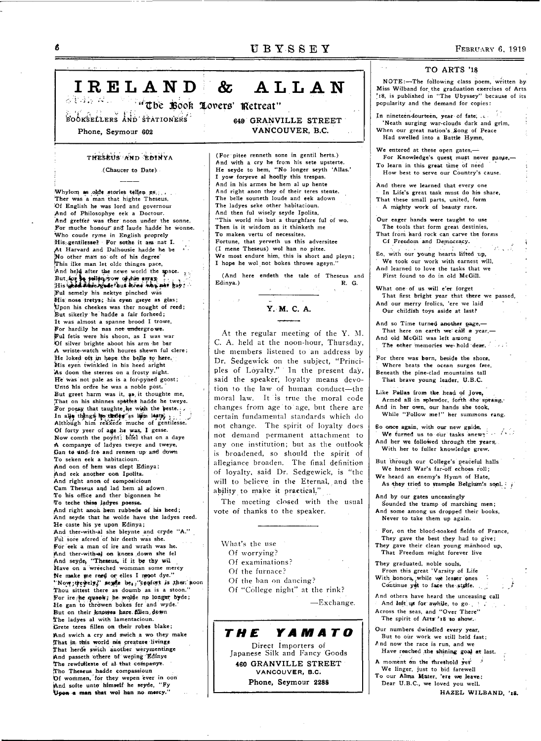# IRELAND & ALLAN

"The Book Lovers' Retreat"

BOOKSELLERS AND STATIONERS

Phone, Seymour 602

649 GRANVILLE STREET
VANCOUVER, B.C.

## THESEUS AND EDINYA

(Chaucer to Date)

Whylom as olde stories tellen us,
Ther was a man that highte Theseus,
Of English he was lord and governour
And of Philosophye eek a Doctour.
And gretter was ther noon under the sonne,
For muche honour and laude hadde he wonne.
Who coude ryme in English proprely
His gentilesse? For sothe it am nat I.
At Harvard and Dalhousie hadde he be
No other man so oft of his degree
This ilke man let olde thinges pace,
And held after the newe world the space.
But for to tellen yow of his array,
His steed was gode but heen was nat gay;
Ful semely his nektye pinched was
His nose tretys; his eyen greye as glas;
Upon his cheekes was ther nought of reed;
But sikerly he hadde a fair forheed;
It was almost a spanne brood I trowe,
For hardily he nas not undergrowe.
Ful fetis were his shoon, as I was war
Of silver brighte aboot his arm he bar
A wriste-watch with houres shewn ful clere;
He loked oft in hope the belle to here,
His eyen twinkled in his heed aright
As doon the sterres on a frosty night.
He was not pale as is a for-pyned goost;
Unto his ordre he was a noble post.
But greet harm was it, as it thoughte me,
That on his shinnes spattes hadde he tweye.
For poesy that taughte he with the beste.
In alle thinges he thedes as hym leste;
Although him rekkede muche of gentilesse.
Of forty yeer of age he was, I gesse.
Now comth the poynt; bifel that on a daye
A companye of ladyes tweye and tweye,
Gan to and fro and rennen up and down
To seken eek a habitacioun.
And oon of hem was clept Edinya;
And eek another oon Ipolita.
And right anon of composicioun
Cam Theseus and lad hem al adown
To his office and ther bigonnen he
To teche thise ladyes poesse.
And right anon hem rubbede of his heed;
And seyde that he wolde have the ladyes reed.
He caste his ye upon Edinya;
And ther-with-al she bleynte and cryde "A."
Ful sore afered of hir deeth was she.
For eek a man of ire and wrath was he.
And ther-with-al on knees down she fel
And seyde, "Theseus, if it be thy wil
Have on a wreched womman some mercy
Ne make me reed or elles I moot dye."
"Now, treuely," seyde he, "comfort is ther noon
Thou sittest there as doumb as is a stoon."
For ire he quook; he wolde no longer byde;
He gan to throwen bokes fer and wyde.
But on their knowes bare fillen down
The ladyes al with lamentacioun.
Grete teres fillen on their robes blake;
And swich a cry and swich a wo they make
That in this world nis creature livinge
That herde swich another werymentinge
And passeth othere of weping Edinye
The rewfulleste of al that companye.
Tho Theseus hadde compassioun
Of wommen, for they wepen ever in oon
And softe unto himself he seyde, "Fy
Upon a man that wol han no mercy."
(For pitee renneth sone in gentil herts.)
And with a cry he from his sete upsterte.
He seyde to hem, "No longer seyth 'Allas.'
I yow foryeve al hoolly this trespas.
And in his armes he hem al up hente
And right anon they of their teres stente.
The belle souneth loude and eek adown
The ladyes seke other habitacioun.
And then ful wisely seyde Ipolita,
"This world nis but a thurghfare ful of wo.
Then is it wisdom as it thinketh me
To maken vertu of necessitee.
Fortune, that yerveth us this adversitee
(I mene Theseus) wol han no pitee.
We moste endure him, this is short and pleyn;
I hope he wol not bokes throwe ageyn."

(And here endeth the tale of Theseus and Edinya.)

R. G.

## Y. M. C. A.

At the regular meeting of the Y. M. C. A. held at the noon-hour, Thursday, the members listened to an address by Dr. Sedgewick on the subject, "Principles of Loyalty." In the present day, said the speaker, loyalty means devotion to the law of human conduct—the moral law. It is true the moral code changes from age to age, but there are certain fundamental standards which do not change. The spirit of loyalty does not demand permanent attachment to any one institution; but as the outlook is broadened, so should the spirit of allegiance broaden. The final definition of loyalty, said Dr. Sedgewick, is "the will to believe in the Eternal, and the ability to make it practical."

The meeting closed with the usual vote of thanks to the speaker.

---

What's the use
Of worrying?
Of examinations?
Of the furnace?
Of the ban on dancing?
Of "College night" at the rink?

—Exchange.

---

**THE YAMATO**

Direct Importers of
Japanese Silk and Fancy Goods
460 GRANVILLE STREET
VANCOUVER, B.C.
Phone, Seymour 2288

## TO ARTS '18

NOTE:—The following class poem, written by Miss Wilband for the graduation exercises of Arts '18, is published in "The Ubyssey" because of its popularity and the demand for copies:

In nineteen-fourteen, year of fate,
'Neath surging war-clouds dark and grim,
When our great nation's Song of Peace
Had swelled into a Battle Hymn,

We entered at these open gates,—
For Knowledge's quest must never pause,—
To learn in this great time of need
How best to serve our Country's cause.

And there we learned that every one
In Life's great task must do his share,
That these small parts, united, form
A mighty work of beauty rare.

Our eager hands were taught to use
The tools that form great destinies,
That from hard rock can carve the forms
Of Freedom and Democracy.

So, with our young hearts lifted up,
We took our work with earnest will,
And learned to love the tasks that we
First found to do in old McGill.

What one of us will e'er forget
That first bright year that there we passed,
And our merry frolics, 'ere we laid
Our childish toys aside at last?

And so Time turned another page,—
That here on earth we call a year,—
And old McGill was left among
The other memories we hold dear.

For there was born, beside the shore,
Where beats the ocean surges free,
Beneath the pine-clad mountains tall
That brave young leader, U.B.C.

Like Pallas from the head of Jove,
Armed all in splendor, forth she sprang,
And in her own, our hands she took,
While "Follow me!" her summons rang.

So once again, with our new guide,
We turned us to our tasks anew;
And her we followed through the years,
With her to fuller knowledge grew.

But through our College's peaceful halls
We heard War's far-off echoes roll;
We heard an enemy's Hymn of Hate,
As they tried to trample Belgium's soul.

And by our gates unceasingly
Sounded the tramp of marching men;
And some among us dropped their books,
Never to take them up again.

For, on the blood-soaked fields of France,
They gave the best they had to give;
They gave their clean young manhood up,
That Freedom might forever live

They graduated, noble souls,
From this great 'Varsity of Life
With honors, while we lesser ones
Continue yet to face the strife.

And others have heard the unceasing call
And left us for awhile, to go
Across the seas, and "Over There"
The spirit of Arts '18 to show.

Our numbers dwindled every year,
But to our work we still held fast;
And now the race is run, and we
Have reached the shining goal at last.

A moment on the threshold yet
We linger, just to bid farewell
To our Alma Mater, 'ere we leave;
Dear U.B.C., we loved you well.

HAZEL WILBAND, '18.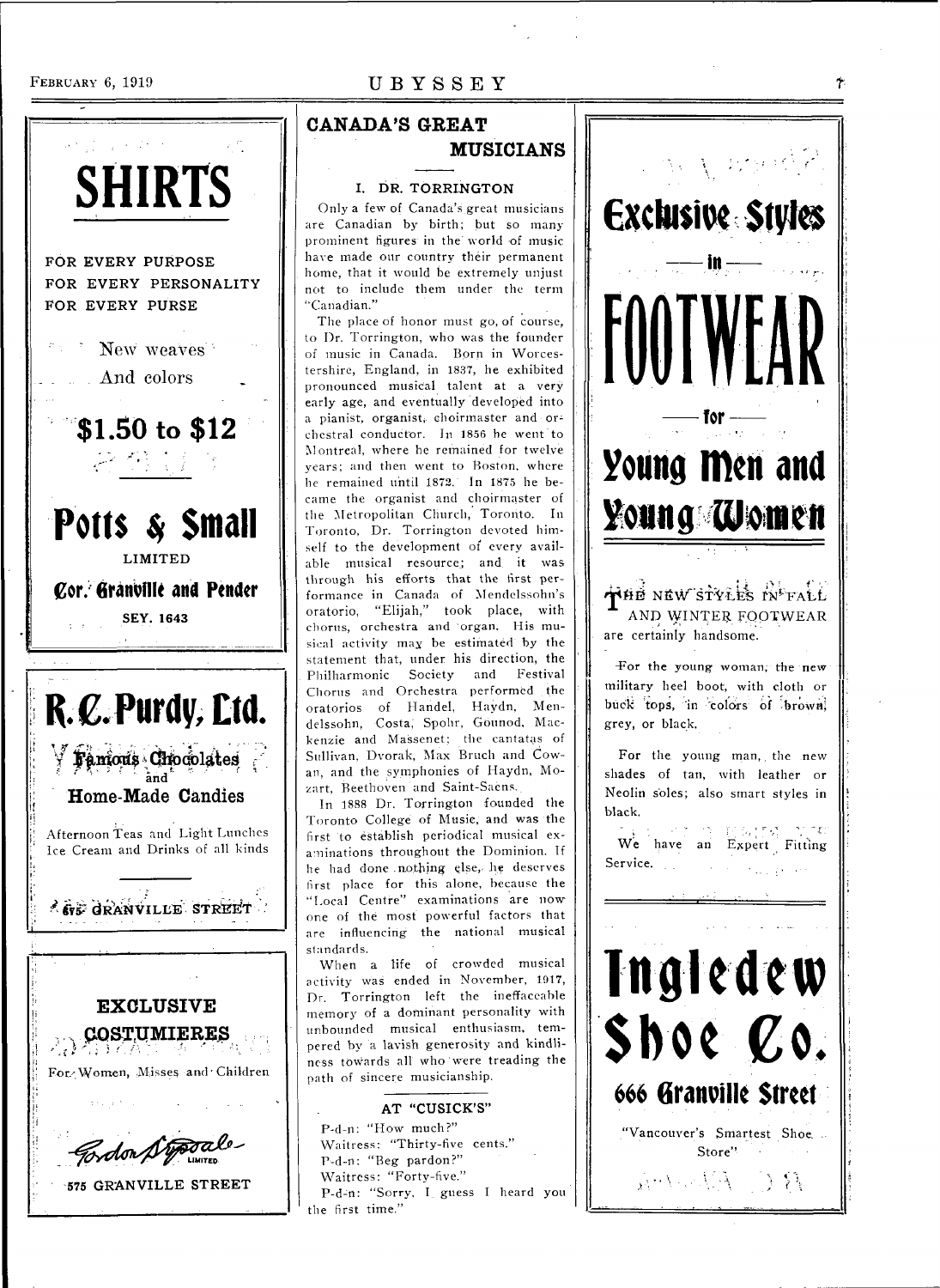## SHIRTS

FOR EVERY PURPOSE
FOR EVERY PERSONALITY
FOR EVERY PURSE

New weaves
And colors

**$1.50 to $12**

## Potts & Small

LIMITED

**Cor. Granville and Pender**

SEY. 1643

## R. C. Purdy, Ltd.

Famous Chocolates and
**Home-Made Candies**

Afternoon Teas and Light Lunches
Ice Cream and Drinks of all kinds

675 GRANVILLE STREET

**EXCLUSIVE COSTUMIERES**

For Women, Misses and Children

Gordon Drysdale LIMITED

575 GRANVILLE STREET

## CANADA'S GREAT MUSICIANS

### I. DR. TORRINGTON

Only a few of Canada's great musicians are Canadian by birth; but so many prominent figures in the world of music have made our country their permanent home, that it would be extremely unjust not to include them under the term "Canadian."

The place of honor must go, of course, to Dr. Torrington, who was the founder of music in Canada. Born in Worcestershire, England, in 1837, he exhibited pronounced musical talent at a very early age, and eventually developed into a pianist, organist, choirmaster and orchestral conductor. In 1856 he went to Montreal, where he remained for twelve years; and then went to Boston, where he remained until 1872. In 1875 he became the organist and choirmaster of the Metropolitan Church, Toronto. In Toronto, Dr. Torrington devoted himself to the development of every available musical resource; and it was through his efforts that the first performance in Canada of Mendelssohn's oratorio, "Elijah," took place, with chorus, orchestra and organ. His musical activity may be estimated by the statement that, under his direction, the Philharmonic Society and Festival Chorus and Orchestra performed the oratorios of Handel, Haydn, Mendelssohn, Costa, Spohr, Gounod, Mackenzie and Massenet; the cantatas of Sullivan, Dvorak, Max Bruch and Cowan, and the symphonies of Haydn, Mozart, Beethoven and Saint-Saens.

In 1888 Dr. Torrington founded the Toronto College of Music, and was the first to establish periodical musical examinations throughout the Dominion. If he had done nothing else, he deserves first place for this alone, because the "Local Centre" examinations are now one of the most powerful factors that are influencing the national musical standards.

When a life of crowded musical activity was ended in November, 1917, Dr. Torrington left the ineffaceable memory of a dominant personality with unbounded musical enthusiasm, tempered by a lavish generosity and kindliness towards all who were treading the path of sincere musicianship.

### AT "CUSICK'S"

P-d-n: "How much?"
Waitress: "Thirty-five cents."
P-d-n: "Beg pardon?"
Waitress: "Forty-five."
P-d-n: "Sorry, I guess I heard you the first time."

## Exclusive Styles
— in —
# FOOTWEAR
— for —
## Young Men and Young Women

THE NEW STYLES IN FALL AND WINTER FOOTWEAR are certainly handsome.

For the young woman, the new military heel boot, with cloth or buck tops, in colors of brown, grey, or black.

For the young man, the new shades of tan, with leather or Neolin soles; also smart styles in black.

We have an Expert Fitting Service.

## Ingledew Shoe Co.

**666 Granville Street**

"Vancouver's Smartest Shoe Store"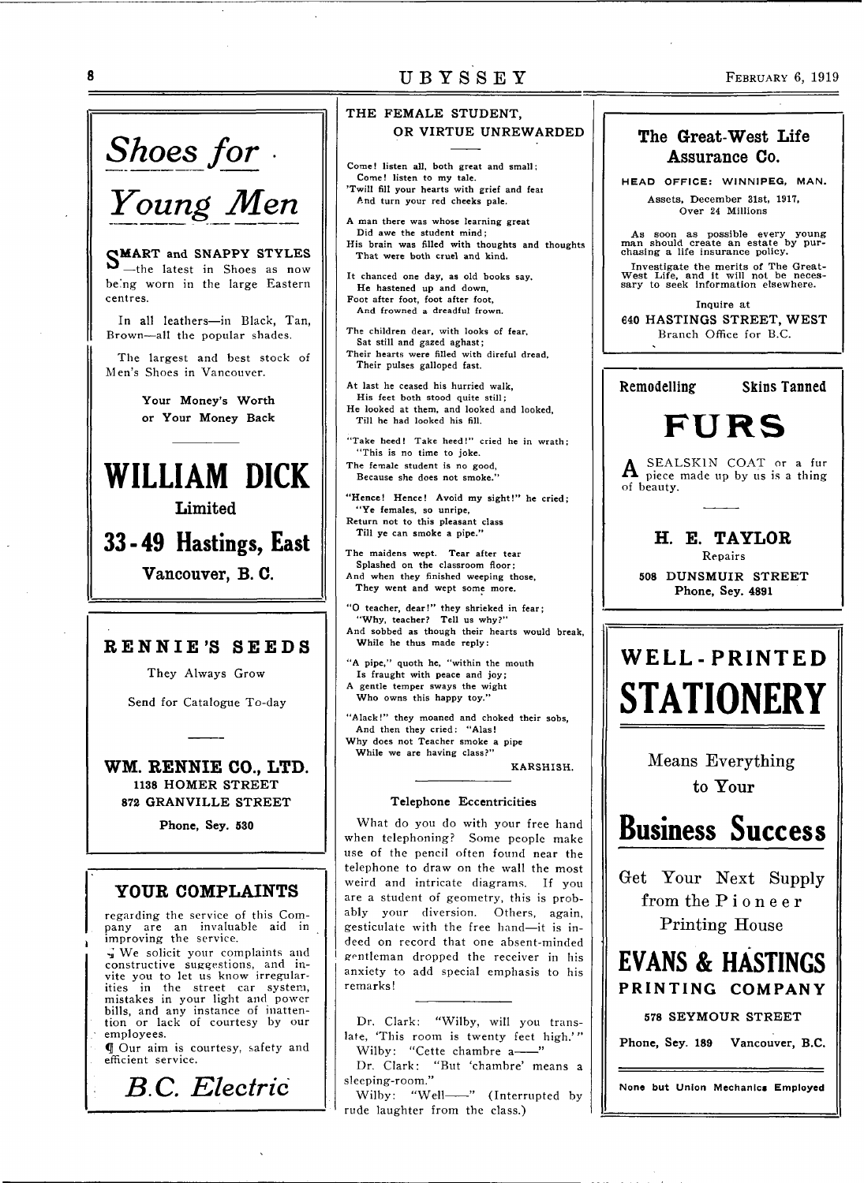# *Shoes for Young Men*

**SMART and SNAPPY STYLES**—the latest in Shoes as now being worn in the large Eastern centres.

In all leathers—in Black, Tan, Brown—all the popular shades.

The largest and best stock of Men's Shoes in Vancouver.

**Your Money's Worth or Your Money Back**

## WILLIAM DICK

**Limited**

## 33-49 Hastings, East

**Vancouver, B. C.**

---

## RENNIE'S SEEDS

They Always Grow

Send for Catalogue To-day

**WM. RENNIE CO., LTD.**
**1138 HOMER STREET**
**872 GRANVILLE STREET**

**Phone, Sey. 530**

---

## YOUR COMPLAINTS

regarding the service of this Company are an invaluable aid in improving the service.

We solicit your complaints and constructive suggestions, and invite you to let us know irregularities in the street car system, mistakes in your light and power bills, and any instance of inattention or lack of courtesy by our employees.

¶ Our aim is courtesy, safety and efficient service.

*B.C. Electric*

---

### THE FEMALE STUDENT, OR VIRTUE UNREWARDED

Come! listen all, both great and small;
Come! listen to my tale.
'Twill fill your hearts with grief and fear
And turn your red cheeks pale.

A man there was whose learning great
Did awe the student mind;
His brain was filled with thoughts and thoughts
That were both cruel and kind.

It chanced one day, as old books say,
He hastened up and down,
Foot after foot, foot after foot,
And frowned a dreadful frown.

The children dear, with looks of fear,
Sat still and gazed aghast;
Their hearts were filled with direful dread,
Their pulses galloped fast.

At last he ceased his hurried walk,
His feet both stood quite still;
He looked at them, and looked and looked,
Till he had looked his fill.

"Take heed! Take heed!" cried he in wrath;
"This is no time to joke.
The female student is no good,
Because she does not smoke."

"Hence! Hence! Avoid my sight!" he cried;
"Ye females, so unripe,
Return not to this pleasant class
Till ye can smoke a pipe."

The maidens wept. Tear after tear
Splashed on the classroom floor;
And when they finished weeping those,
They went and wept some more.

"O teacher, dear!" they shrieked in fear;
"Why, teacher? Tell us why?"
And sobbed as though their hearts would break,
While he thus made reply:

"A pipe," quoth he, "within the mouth
Is fraught with peace and joy;
A gentle temper sways the wight
Who owns this happy toy."

"Alack!" they moaned and choked their sobs,
And then they cried: "Alas!
Why does not Teacher smoke a pipe
While we are having class?"

KARSHISH.

### Telephone Eccentricities

What do you do with your free hand when telephoning? Some people make use of the pencil often found near the telephone to draw on the wall the most weird and intricate diagrams. If you are a student of geometry, this is probably your diversion. Others, again, gesticulate with the free hand—it is indeed on record that one absent-minded gentleman dropped the receiver in his anxiety to add special emphasis to his remarks!

---

Dr. Clark: "Wilby, will you translate, 'This room is twenty feet high.'"
Wilby: "Cette chambre a——"
Dr. Clark: "But 'chambre' means a sleeping-room."
Wilby: "Well——" (Interrupted by rude laughter from the class.)

---

## The Great-West Life Assurance Co.

**HEAD OFFICE: WINNIPEG, MAN.**

Assets, December 31st, 1917, Over 24 Millions

As soon as possible every young man should create an estate by purchasing a life insurance policy.

Investigate the merits of The Great-West Life, and it will not be necessary to seek information elsewhere.

Inquire at

**640 HASTINGS STREET, WEST**
Branch Office for B.C.

---

**Remodelling** **Skins Tanned**

## FURS

A SEALSKIN COAT or a fur piece made up by us is a thing of beauty.

**H. E. TAYLOR**
Repairs
**508 DUNSMUIR STREET**
**Phone, Sey. 4891**

---

## WELL-PRINTED STATIONERY

Means Everything to Your

## Business Success

Get Your Next Supply from the Pioneer Printing House

## EVANS & HASTINGS PRINTING COMPANY

**578 SEYMOUR STREET**

**Phone, Sey. 189** **Vancouver, B.C.**

**None but Union Mechanics Employed**